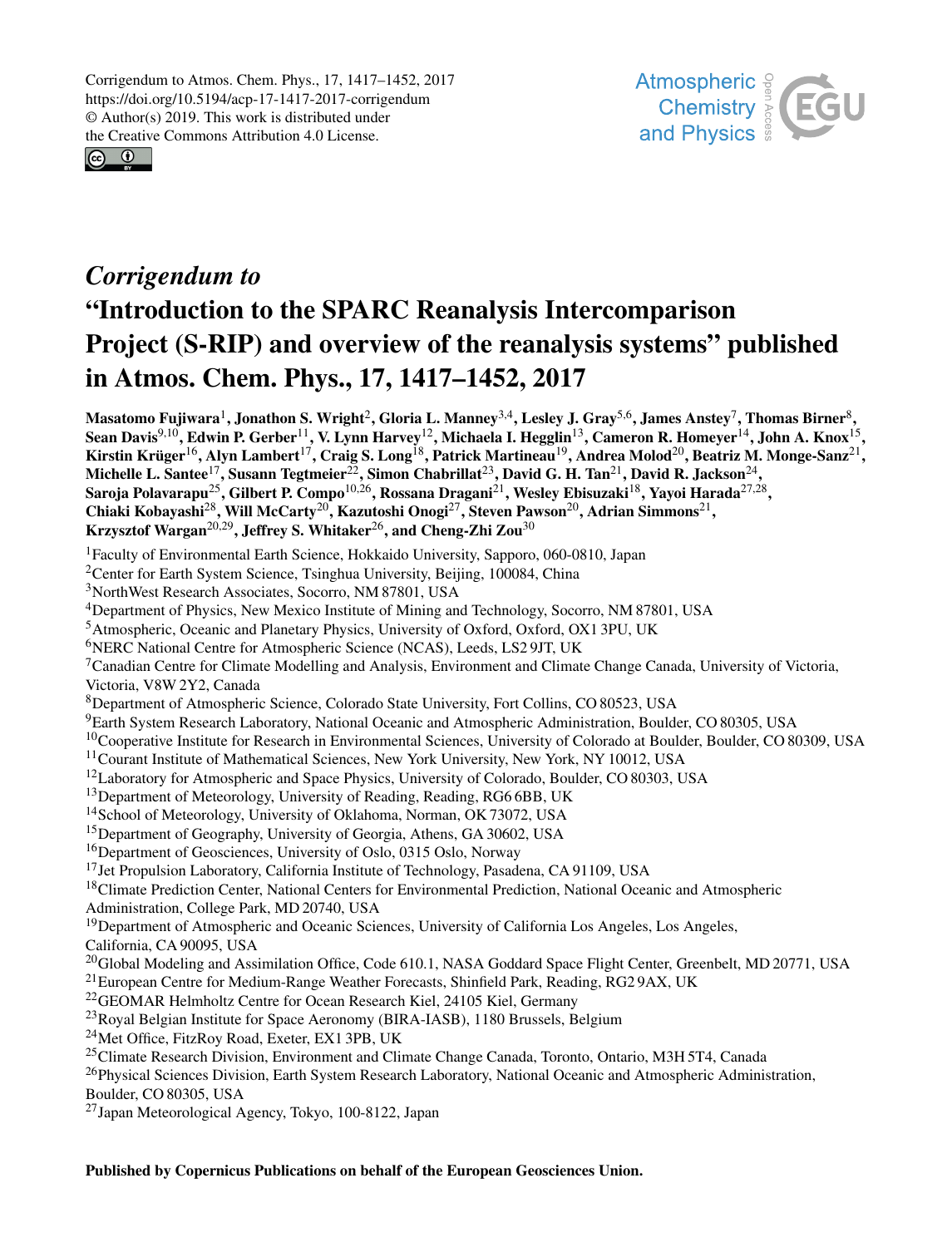Corrigendum to Atmos. Chem. Phys., 17, 1417–1452, 2017
https://doi.org/10.5194/acp-17-1417-2017-corrigendum
© Author(s) 2019. This work is distributed under
the Creative Commons Attribution 4.0 License.

# *Corrigendum to* "Introduction to the SPARC Reanalysis Intercomparison Project (S-RIP) and overview of the reanalysis systems" published in Atmos. Chem. Phys., 17, 1417–1452, 2017

**Masatomo Fujiwara[1], Jonathon S. Wright[2], Gloria L. Manney[3,4], Lesley J. Gray[5,6], James Anstey[7], Thomas Birner[8], Sean Davis[9,10], Edwin P. Gerber[11], V. Lynn Harvey[12], Michaela I. Hegglin[13], Cameron R. Homeyer[14], John A. Knox[15], Kirstin Krüger[16], Alyn Lambert[17], Craig S. Long[18], Patrick Martineau[19], Andrea Molod[20], Beatriz M. Monge-Sanz[21], Michelle L. Santee[17], Susann Tegtmeier[22], Simon Chabrillat[23], David G. H. Tan[21], David R. Jackson[24], Saroja Polavarapu[25], Gilbert P. Compo[10,26], Rossana Dragani[21], Wesley Ebisuzaki[18], Yayoi Harada[27,28], Chiaki Kobayashi[28], Will McCarty[20], Kazutoshi Onogi[27], Steven Pawson[20], Adrian Simmons[21], Krzysztof Wargan[20,29], Jeffrey S. Whitaker[26], and Cheng-Zhi Zou[30]**

[1]Faculty of Environmental Earth Science, Hokkaido University, Sapporo, 060-0810, Japan
[2]Center for Earth System Science, Tsinghua University, Beijing, 100084, China
[3]NorthWest Research Associates, Socorro, NM 87801, USA
[4]Department of Physics, New Mexico Institute of Mining and Technology, Socorro, NM 87801, USA
[5]Atmospheric, Oceanic and Planetary Physics, University of Oxford, Oxford, OX1 3PU, UK
[6]NERC National Centre for Atmospheric Science (NCAS), Leeds, LS2 9JT, UK
[7]Canadian Centre for Climate Modelling and Analysis, Environment and Climate Change Canada, University of Victoria, Victoria, V8W 2Y2, Canada
[8]Department of Atmospheric Science, Colorado State University, Fort Collins, CO 80523, USA
[9]Earth System Research Laboratory, National Oceanic and Atmospheric Administration, Boulder, CO 80305, USA
[10]Cooperative Institute for Research in Environmental Sciences, University of Colorado at Boulder, Boulder, CO 80309, USA
[11]Courant Institute of Mathematical Sciences, New York University, New York, NY 10012, USA
[12]Laboratory for Atmospheric and Space Physics, University of Colorado, Boulder, CO 80303, USA
[13]Department of Meteorology, University of Reading, Reading, RG6 6BB, UK
[14]School of Meteorology, University of Oklahoma, Norman, OK 73072, USA
[15]Department of Geography, University of Georgia, Athens, GA 30602, USA
[16]Department of Geosciences, University of Oslo, 0315 Oslo, Norway
[17]Jet Propulsion Laboratory, California Institute of Technology, Pasadena, CA 91109, USA
[18]Climate Prediction Center, National Centers for Environmental Prediction, National Oceanic and Atmospheric Administration, College Park, MD 20740, USA
[19]Department of Atmospheric and Oceanic Sciences, University of California Los Angeles, Los Angeles, California, CA 90095, USA
[20]Global Modeling and Assimilation Office, Code 610.1, NASA Goddard Space Flight Center, Greenbelt, MD 20771, USA
[21]European Centre for Medium-Range Weather Forecasts, Shinfield Park, Reading, RG2 9AX, UK
[22]GEOMAR Helmholtz Centre for Ocean Research Kiel, 24105 Kiel, Germany
[23]Royal Belgian Institute for Space Aeronomy (BIRA-IASB), 1180 Brussels, Belgium
[24]Met Office, FitzRoy Road, Exeter, EX1 3PB, UK
[25]Climate Research Division, Environment and Climate Change Canada, Toronto, Ontario, M3H 5T4, Canada
[26]Physical Sciences Division, Earth System Research Laboratory, National Oceanic and Atmospheric Administration, Boulder, CO 80305, USA
[27]Japan Meteorological Agency, Tokyo, 100-8122, Japan

**Published by Copernicus Publications on behalf of the European Geosciences Union.**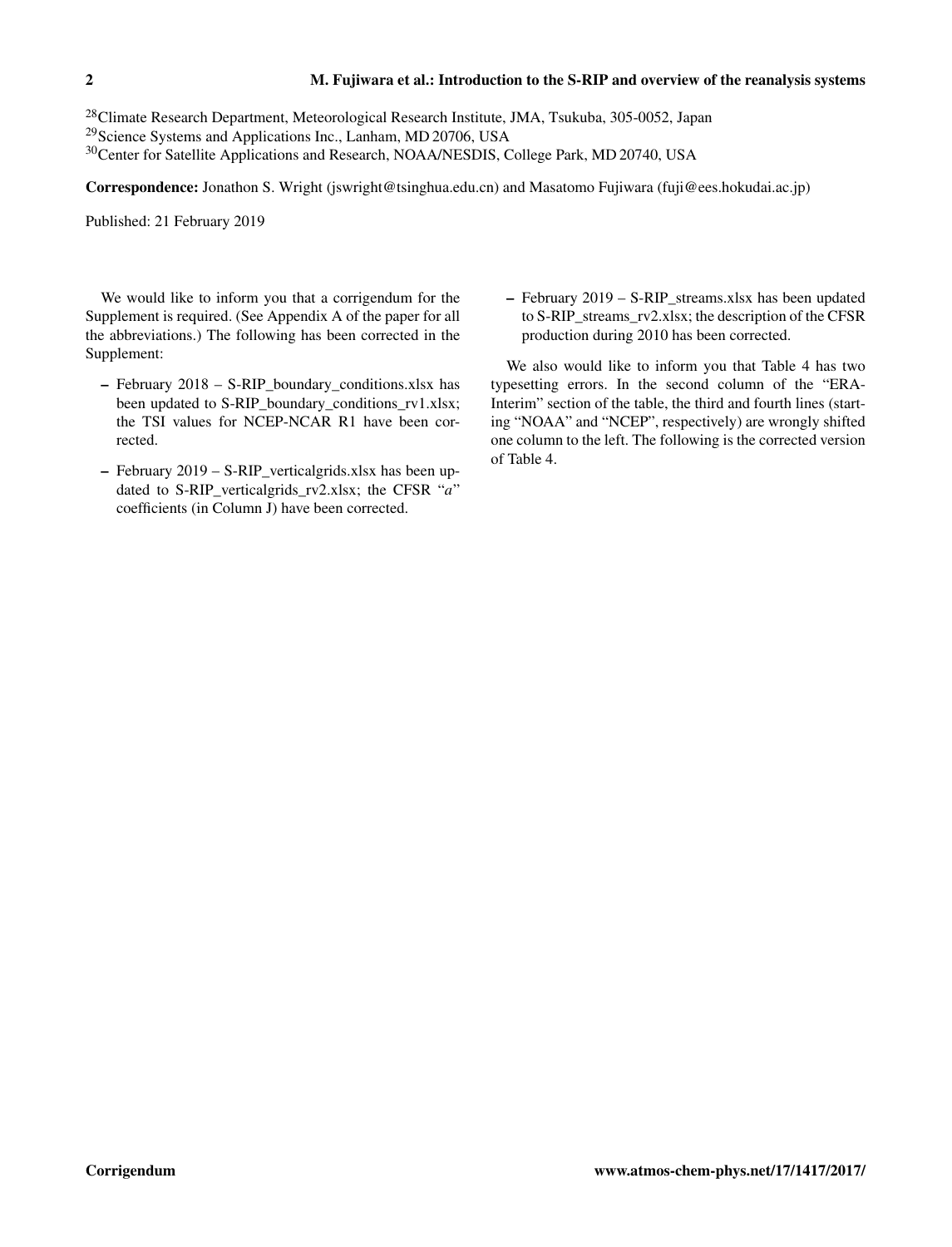[28]Climate Research Department, Meteorological Research Institute, JMA, Tsukuba, 305-0052, Japan
[29]Science Systems and Applications Inc., Lanham, MD 20706, USA
[30]Center for Satellite Applications and Research, NOAA/NESDIS, College Park, MD 20740, USA

**Correspondence:** Jonathon S. Wright (jswright@tsinghua.edu.cn) and Masatomo Fujiwara (fuji@ees.hokudai.ac.jp)

Published: 21 February 2019

We would like to inform you that a corrigendum for the Supplement is required. (See Appendix A of the paper for all the abbreviations.) The following has been corrected in the Supplement:

- February 2018 – S-RIP_boundary_conditions.xlsx has been updated to S-RIP_boundary_conditions_rv1.xlsx; the TSI values for NCEP-NCAR R1 have been corrected.
- February 2019 – S-RIP_verticalgrids.xlsx has been updated to S-RIP_verticalgrids_rv2.xlsx; the CFSR "*a*" coefficients (in Column J) have been corrected.
- February 2019 – S-RIP_streams.xlsx has been updated to S-RIP_streams_rv2.xlsx; the description of the CFSR production during 2010 has been corrected.

We also would like to inform you that Table 4 has two typesetting errors. In the second column of the "ERA-Interim" section of the table, the third and fourth lines (starting "NOAA" and "NCEP", respectively) are wrongly shifted one column to the left. The following is the corrected version of Table 4.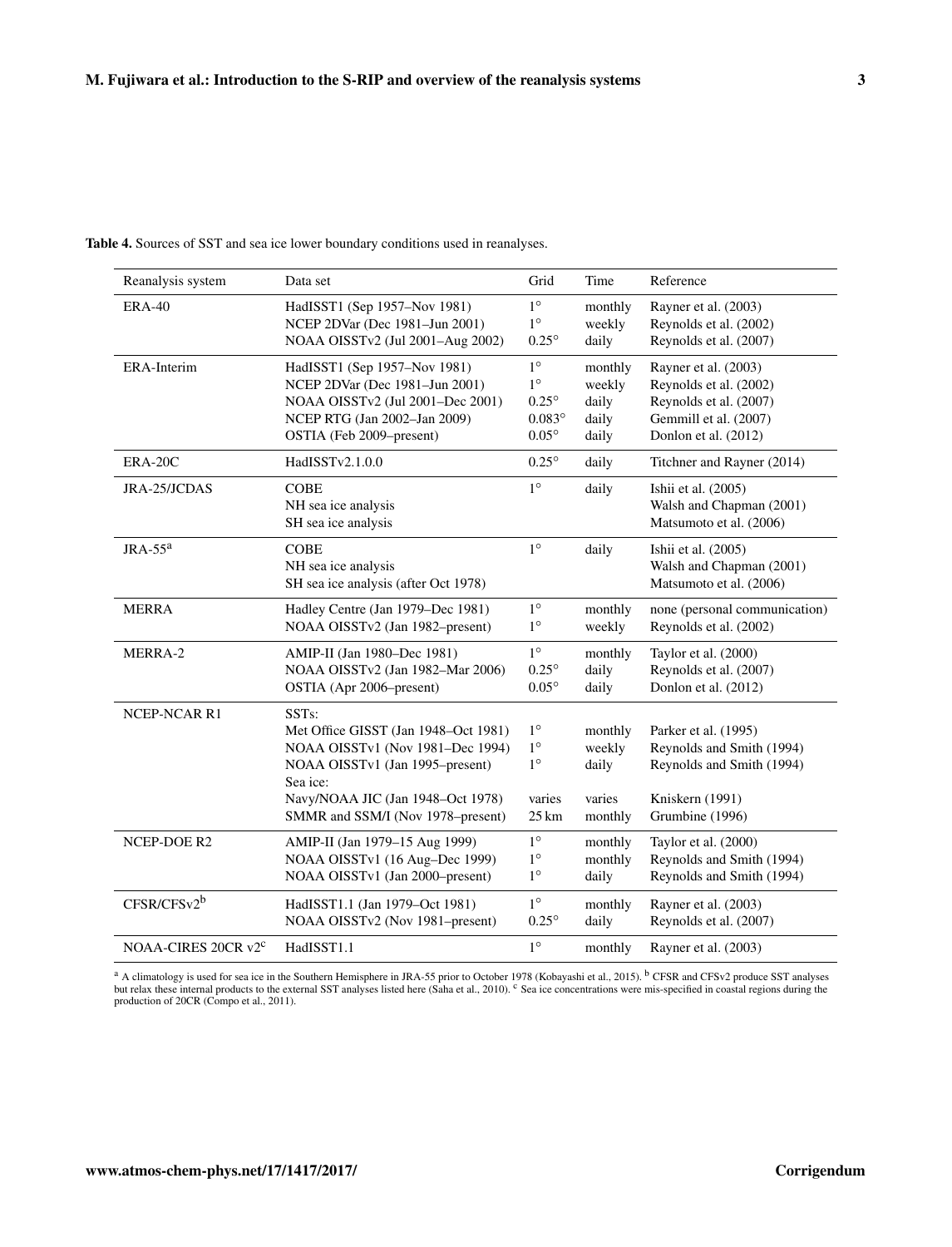**Table 4.** Sources of SST and sea ice lower boundary conditions used in reanalyses.

| Reanalysis system | Data set | Grid | Time | Reference |
|---|---|---|---|---|
| ERA-40 | HadISST1 (Sep 1957–Nov 1981) | $1°$ | monthly | Rayner et al. (2003) |
| | NCEP 2DVar (Dec 1981–Jun 2001) | $1°$ | weekly | Reynolds et al. (2002) |
| | NOAA OISSTv2 (Jul 2001–Aug 2002) | $0.25°$ | daily | Reynolds et al. (2007) |
| ERA-Interim | HadISST1 (Sep 1957–Nov 1981) | $1°$ | monthly | Rayner et al. (2003) |
| | NCEP 2DVar (Dec 1981–Jun 2001) | $1°$ | weekly | Reynolds et al. (2002) |
| | NOAA OISSTv2 (Jul 2001–Dec 2001) | $0.25°$ | daily | Reynolds et al. (2007) |
| | NCEP RTG (Jan 2002–Jan 2009) | $0.083°$ | daily | Gemmill et al. (2007) |
| | OSTIA (Feb 2009–present) | $0.05°$ | daily | Donlon et al. (2012) |
| ERA-20C | HadISSTv2.1.0.0 | $0.25°$ | daily | Titchner and Rayner (2014) |
| JRA-25/JCDAS | COBE | $1°$ | daily | Ishii et al. (2005) |
| | NH sea ice analysis | | | Walsh and Chapman (2001) |
| | SH sea ice analysis | | | Matsumoto et al. (2006) |
| JRA-55[a] | COBE | $1°$ | daily | Ishii et al. (2005) |
| | NH sea ice analysis | | | Walsh and Chapman (2001) |
| | SH sea ice analysis (after Oct 1978) | | | Matsumoto et al. (2006) |
| MERRA | Hadley Centre (Jan 1979–Dec 1981) | $1°$ | monthly | none (personal communication) |
| | NOAA OISSTv2 (Jan 1982–present) | $1°$ | weekly | Reynolds et al. (2002) |
| MERRA-2 | AMIP-II (Jan 1980–Dec 1981) | $1°$ | monthly | Taylor et al. (2000) |
| | NOAA OISSTv2 (Jan 1982–Mar 2006) | $0.25°$ | daily | Reynolds et al. (2007) |
| | OSTIA (Apr 2006–present) | $0.05°$ | daily | Donlon et al. (2012) |
| NCEP-NCAR R1 | SSTs: | | | |
| | Met Office GISST (Jan 1948–Oct 1981) | $1°$ | monthly | Parker et al. (1995) |
| | NOAA OISSTv1 (Nov 1981–Dec 1994) | $1°$ | weekly | Reynolds and Smith (1994) |
| | NOAA OISSTv1 (Jan 1995–present) | $1°$ | daily | Reynolds and Smith (1994) |
| | Sea ice: | | | |
| | Navy/NOAA JIC (Jan 1948–Oct 1978) | varies | varies | Kniskern (1991) |
| | SMMR and SSM/I (Nov 1978–present) | 25 km | monthly | Grumbine (1996) |
| NCEP-DOE R2 | AMIP-II (Jan 1979–15 Aug 1999) | $1°$ | monthly | Taylor et al. (2000) |
| | NOAA OISSTv1 (16 Aug–Dec 1999) | $1°$ | monthly | Reynolds and Smith (1994) |
| | NOAA OISSTv1 (Jan 2000–present) | $1°$ | daily | Reynolds and Smith (1994) |
| CFSR/CFSv2[b] | HadISST1.1 (Jan 1979–Oct 1981) | $1°$ | monthly | Rayner et al. (2003) |
| | NOAA OISSTv2 (Nov 1981–present) | $0.25°$ | daily | Reynolds et al. (2007) |
| NOAA-CIRES 20CR v2[c] | HadISST1.1 | $1°$ | monthly | Rayner et al. (2003) |

[a] A climatology is used for sea ice in the Southern Hemisphere in JRA-55 prior to October 1978 (Kobayashi et al., 2015). [b] CFSR and CFSv2 produce SST analyses but relax these internal products to the external SST analyses listed here (Saha et al., 2010). [c] Sea ice concentrations were mis-specified in coastal regions during the production of 20CR (Compo et al., 2011).